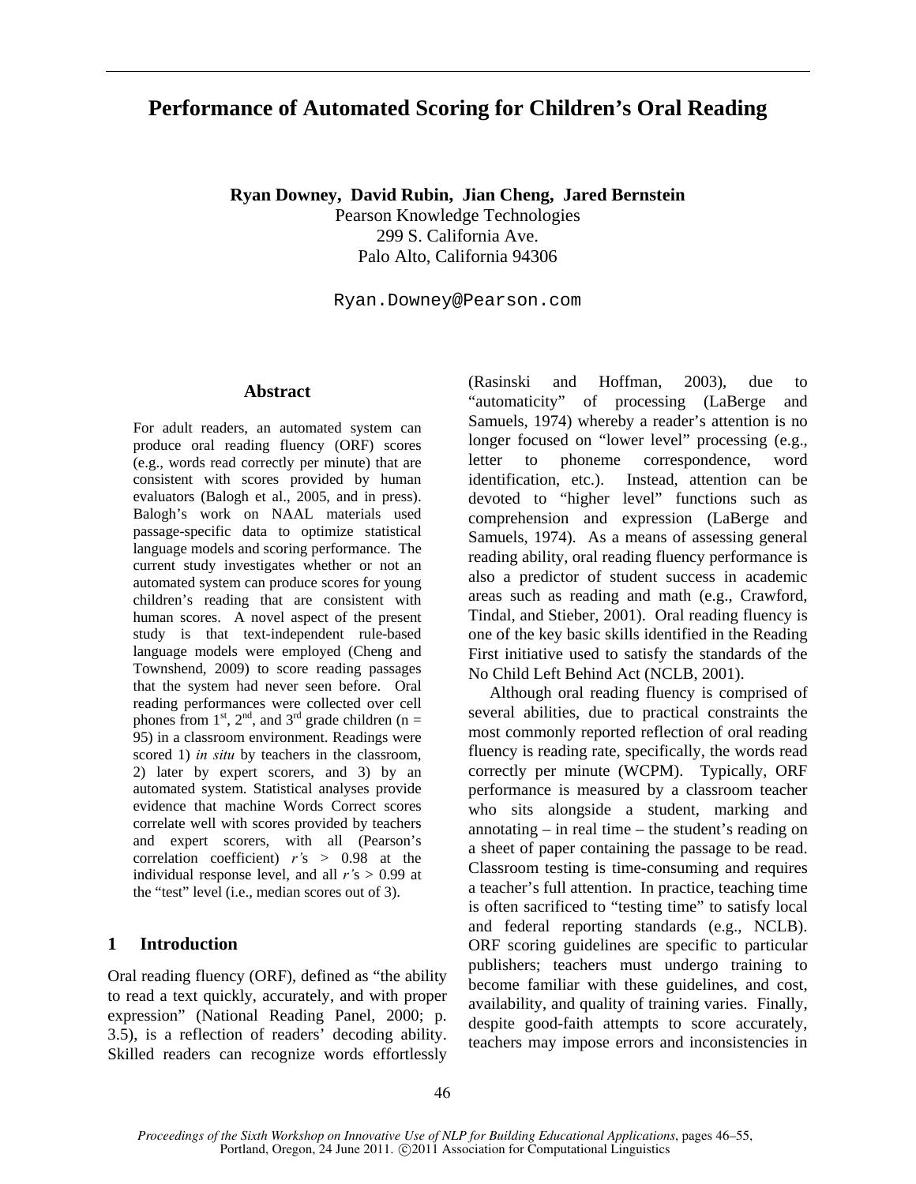# Performance of Automated Scoring for Children's Oral Reading

**Ryan Downey, David Rubin, Jian Cheng, Jared Bernstein**
Pearson Knowledge Technologies
299 S. California Ave.
Palo Alto, California 94306

Ryan.Downey@Pearson.com

## Abstract

For adult readers, an automated system can produce oral reading fluency (ORF) scores (e.g., words read correctly per minute) that are consistent with scores provided by human evaluators (Balogh et al., 2005, and in press). Balogh's work on NAAL materials used passage-specific data to optimize statistical language models and scoring performance. The current study investigates whether or not an automated system can produce scores for young children's reading that are consistent with human scores. A novel aspect of the present study is that text-independent rule-based language models were employed (Cheng and Townshend, 2009) to score reading passages that the system had never seen before. Oral reading performances were collected over cell phones from 1st, 2nd, and 3rd grade children (n = 95) in a classroom environment. Readings were scored 1) *in situ* by teachers in the classroom, 2) later by expert scorers, and 3) by an automated system. Statistical analyses provide evidence that machine Words Correct scores correlate well with scores provided by teachers and expert scorers, with all (Pearson's correlation coefficient) $r$'s > 0.98 at the individual response level, and all $r$'s > 0.99 at the "test" level (i.e., median scores out of 3).

## 1 Introduction

Oral reading fluency (ORF), defined as "the ability to read a text quickly, accurately, and with proper expression" (National Reading Panel, 2000; p. 3.5), is a reflection of readers' decoding ability. Skilled readers can recognize words effortlessly (Rasinski and Hoffman, 2003), due to "automaticity" of processing (LaBerge and Samuels, 1974) whereby a reader's attention is no longer focused on "lower level" processing (e.g., letter to phoneme correspondence, word identification, etc.). Instead, attention can be devoted to "higher level" functions such as comprehension and expression (LaBerge and Samuels, 1974). As a means of assessing general reading ability, oral reading fluency performance is also a predictor of student success in academic areas such as reading and math (e.g., Crawford, Tindal, and Stieber, 2001). Oral reading fluency is one of the key basic skills identified in the Reading First initiative used to satisfy the standards of the No Child Left Behind Act (NCLB, 2001).

Although oral reading fluency is comprised of several abilities, due to practical constraints the most commonly reported reflection of oral reading fluency is reading rate, specifically, the words read correctly per minute (WCPM). Typically, ORF performance is measured by a classroom teacher who sits alongside a student, marking and annotating – in real time – the student's reading on a sheet of paper containing the passage to be read. Classroom testing is time-consuming and requires a teacher's full attention. In practice, teaching time is often sacrificed to "testing time" to satisfy local and federal reporting standards (e.g., NCLB). ORF scoring guidelines are specific to particular publishers; teachers must undergo training to become familiar with these guidelines, and cost, availability, and quality of training varies. Finally, despite good-faith attempts to score accurately, teachers may impose errors and inconsistencies in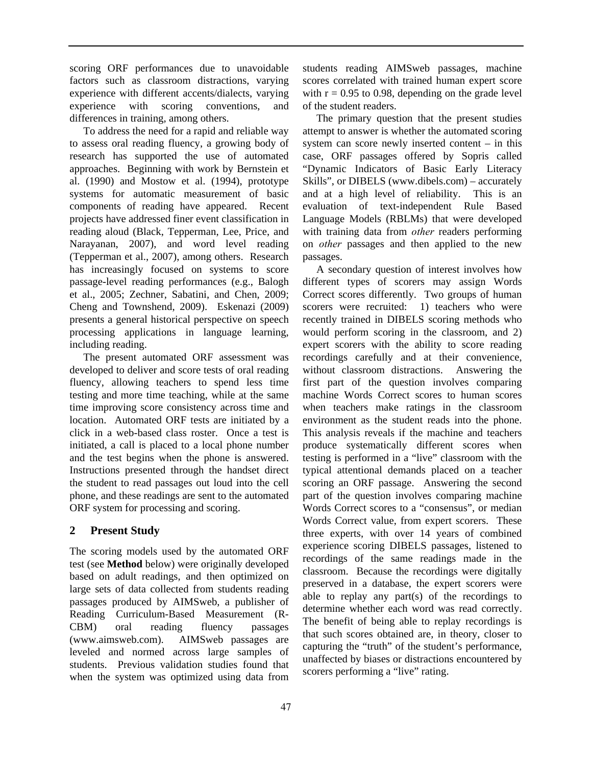scoring ORF performances due to unavoidable factors such as classroom distractions, varying experience with different accents/dialects, varying experience with scoring conventions, and differences in training, among others.

To address the need for a rapid and reliable way to assess oral reading fluency, a growing body of research has supported the use of automated approaches. Beginning with work by Bernstein et al. (1990) and Mostow et al. (1994), prototype systems for automatic measurement of basic components of reading have appeared. Recent projects have addressed finer event classification in reading aloud (Black, Tepperman, Lee, Price, and Narayanan, 2007), and word level reading (Tepperman et al., 2007), among others. Research has increasingly focused on systems to score passage-level reading performances (e.g., Balogh et al., 2005; Zechner, Sabatini, and Chen, 2009; Cheng and Townshend, 2009). Eskenazi (2009) presents a general historical perspective on speech processing applications in language learning, including reading.

The present automated ORF assessment was developed to deliver and score tests of oral reading fluency, allowing teachers to spend less time testing and more time teaching, while at the same time improving score consistency across time and location. Automated ORF tests are initiated by a click in a web-based class roster. Once a test is initiated, a call is placed to a local phone number and the test begins when the phone is answered. Instructions presented through the handset direct the student to read passages out loud into the cell phone, and these readings are sent to the automated ORF system for processing and scoring.

## 2 Present Study

The scoring models used by the automated ORF test (see **Method** below) were originally developed based on adult readings, and then optimized on large sets of data collected from students reading passages produced by AIMSweb, a publisher of Reading Curriculum-Based Measurement (R-CBM) oral reading fluency passages (www.aimsweb.com). AIMSweb passages are leveled and normed across large samples of students. Previous validation studies found that when the system was optimized using data from students reading AIMSweb passages, machine scores correlated with trained human expert score with $r = 0.95$ to $0.98$, depending on the grade level of the student readers.

The primary question that the present studies attempt to answer is whether the automated scoring system can score newly inserted content – in this case, ORF passages offered by Sopris called "Dynamic Indicators of Basic Early Literacy Skills", or DIBELS (www.dibels.com) – accurately and at a high level of reliability. This is an evaluation of text-independent Rule Based Language Models (RBLMs) that were developed with training data from *other* readers performing on *other* passages and then applied to the new passages.

A secondary question of interest involves how different types of scorers may assign Words Correct scores differently. Two groups of human scorers were recruited: 1) teachers who were recently trained in DIBELS scoring methods who would perform scoring in the classroom, and 2) expert scorers with the ability to score reading recordings carefully and at their convenience, without classroom distractions. Answering the first part of the question involves comparing machine Words Correct scores to human scores when teachers make ratings in the classroom environment as the student reads into the phone. This analysis reveals if the machine and teachers produce systematically different scores when testing is performed in a "live" classroom with the typical attentional demands placed on a teacher scoring an ORF passage. Answering the second part of the question involves comparing machine Words Correct scores to a "consensus", or median Words Correct value, from expert scorers. These three experts, with over 14 years of combined experience scoring DIBELS passages, listened to recordings of the same readings made in the classroom. Because the recordings were digitally preserved in a database, the expert scorers were able to replay any part(s) of the recordings to determine whether each word was read correctly. The benefit of being able to replay recordings is that such scores obtained are, in theory, closer to capturing the "truth" of the student's performance, unaffected by biases or distractions encountered by scorers performing a "live" rating.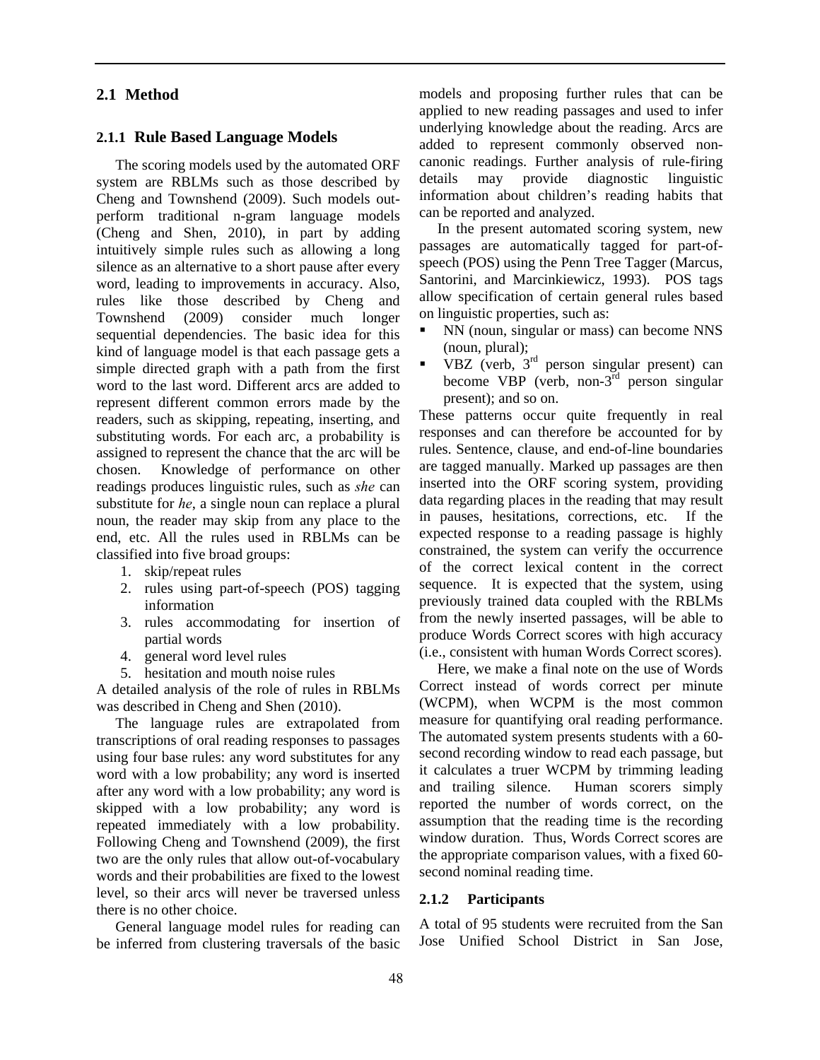## 2.1 Method

### 2.1.1 Rule Based Language Models

The scoring models used by the automated ORF system are RBLMs such as those described by Cheng and Townshend (2009). Such models outperform traditional n-gram language models (Cheng and Shen, 2010), in part by adding intuitively simple rules such as allowing a long silence as an alternative to a short pause after every word, leading to improvements in accuracy. Also, rules like those described by Cheng and Townshend (2009) consider much longer sequential dependencies. The basic idea for this kind of language model is that each passage gets a simple directed graph with a path from the first word to the last word. Different arcs are added to represent different common errors made by the readers, such as skipping, repeating, inserting, and substituting words. For each arc, a probability is assigned to represent the chance that the arc will be chosen. Knowledge of performance on other readings produces linguistic rules, such as *she* can substitute for *he*, a single noun can replace a plural noun, the reader may skip from any place to the end, etc. All the rules used in RBLMs can be classified into five broad groups:

1. skip/repeat rules
2. rules using part-of-speech (POS) tagging information
3. rules accommodating for insertion of partial words
4. general word level rules
5. hesitation and mouth noise rules

A detailed analysis of the role of rules in RBLMs was described in Cheng and Shen (2010).

The language rules are extrapolated from transcriptions of oral reading responses to passages using four base rules: any word substitutes for any word with a low probability; any word is inserted after any word with a low probability; any word is skipped with a low probability; any word is repeated immediately with a low probability. Following Cheng and Townshend (2009), the first two are the only rules that allow out-of-vocabulary words and their probabilities are fixed to the lowest level, so their arcs will never be traversed unless there is no other choice.

General language model rules for reading can be inferred from clustering traversals of the basic models and proposing further rules that can be applied to new reading passages and used to infer underlying knowledge about the reading. Arcs are added to represent commonly observed non-canonic readings. Further analysis of rule-firing details may provide diagnostic linguistic information about children's reading habits that can be reported and analyzed.

In the present automated scoring system, new passages are automatically tagged for part-of-speech (POS) using the Penn Tree Tagger (Marcus, Santorini, and Marcinkiewicz, 1993). POS tags allow specification of certain general rules based on linguistic properties, such as:

- NN (noun, singular or mass) can become NNS (noun, plural);
- VBZ (verb, 3rd person singular present) can become VBP (verb, non-3rd person singular present); and so on.

These patterns occur quite frequently in real responses and can therefore be accounted for by rules. Sentence, clause, and end-of-line boundaries are tagged manually. Marked up passages are then inserted into the ORF scoring system, providing data regarding places in the reading that may result in pauses, hesitations, corrections, etc. If the expected response to a reading passage is highly constrained, the system can verify the occurrence of the correct lexical content in the correct sequence. It is expected that the system, using previously trained data coupled with the RBLMs from the newly inserted passages, will be able to produce Words Correct scores with high accuracy (i.e., consistent with human Words Correct scores).

Here, we make a final note on the use of Words Correct instead of words correct per minute (WCPM), when WCPM is the most common measure for quantifying oral reading performance. The automated system presents students with a 60-second recording window to read each passage, but it calculates a truer WCPM by trimming leading and trailing silence. Human scorers simply reported the number of words correct, on the assumption that the reading time is the recording window duration. Thus, Words Correct scores are the appropriate comparison values, with a fixed 60-second nominal reading time.

### 2.1.2 Participants

A total of 95 students were recruited from the San Jose Unified School District in San Jose,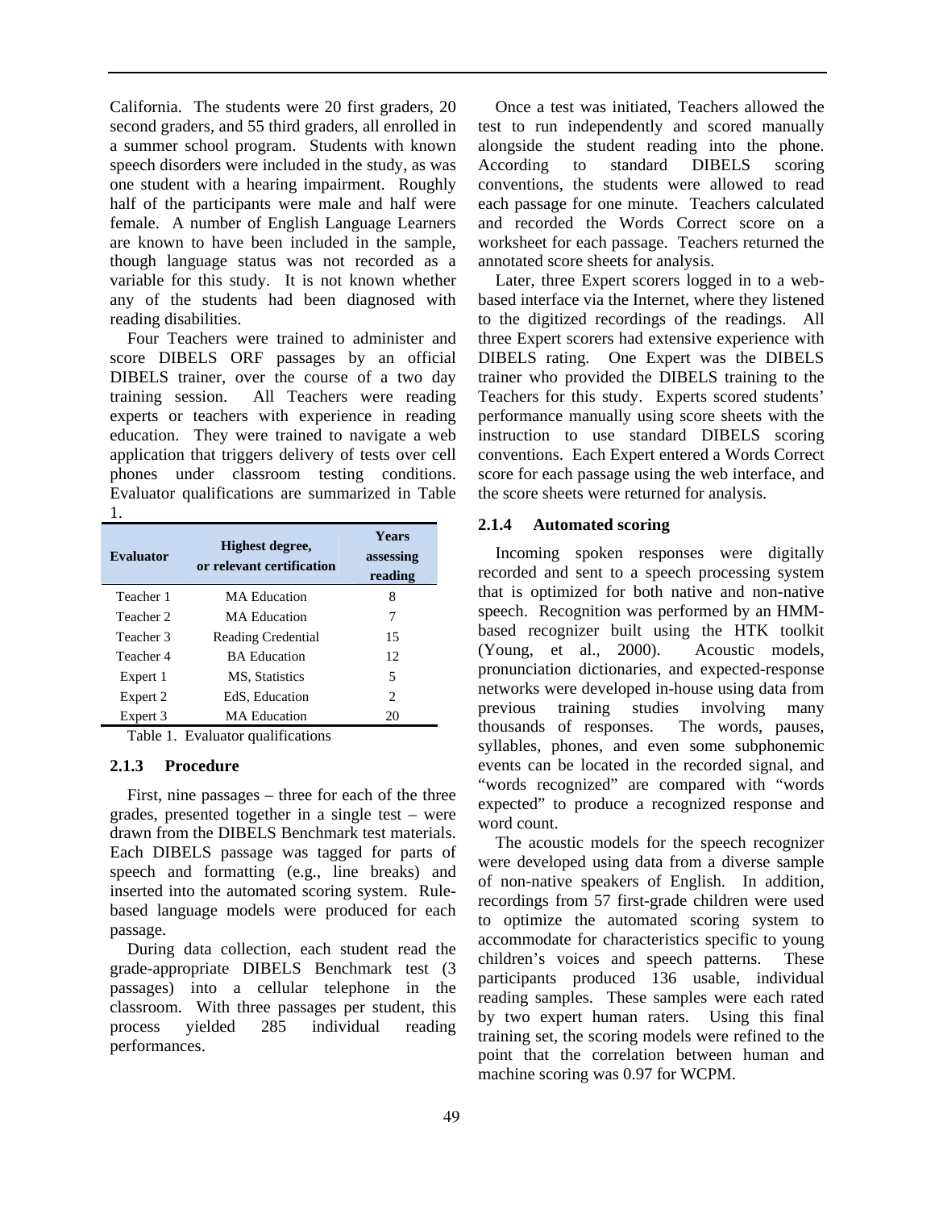California. The students were 20 first graders, 20 second graders, and 55 third graders, all enrolled in a summer school program. Students with known speech disorders were included in the study, as was one student with a hearing impairment. Roughly half of the participants were male and half were female. A number of English Language Learners are known to have been included in the sample, though language status was not recorded as a variable for this study. It is not known whether any of the students had been diagnosed with reading disabilities.

Four Teachers were trained to administer and score DIBELS ORF passages by an official DIBELS trainer, over the course of a two day training session. All Teachers were reading experts or teachers with experience in reading education. They were trained to navigate a web application that triggers delivery of tests over cell phones under classroom testing conditions. Evaluator qualifications are summarized in Table 1.

| Evaluator | Highest degree, or relevant certification | Years assessing reading |
|---|---|---|
| Teacher 1 | MA Education | 8 |
| Teacher 2 | MA Education | 7 |
| Teacher 3 | Reading Credential | 15 |
| Teacher 4 | BA Education | 12 |
| Expert 1 | MS, Statistics | 5 |
| Expert 2 | EdS, Education | 2 |
| Expert 3 | MA Education | 20 |

Table 1. Evaluator qualifications

### 2.1.3 Procedure

First, nine passages – three for each of the three grades, presented together in a single test – were drawn from the DIBELS Benchmark test materials. Each DIBELS passage was tagged for parts of speech and formatting (e.g., line breaks) and inserted into the automated scoring system. Rule-based language models were produced for each passage.

During data collection, each student read the grade-appropriate DIBELS Benchmark test (3 passages) into a cellular telephone in the classroom. With three passages per student, this process yielded 285 individual reading performances.

Once a test was initiated, Teachers allowed the test to run independently and scored manually alongside the student reading into the phone. According to standard DIBELS scoring conventions, the students were allowed to read each passage for one minute. Teachers calculated and recorded the Words Correct score on a worksheet for each passage. Teachers returned the annotated score sheets for analysis.

Later, three Expert scorers logged in to a web-based interface via the Internet, where they listened to the digitized recordings of the readings. All three Expert scorers had extensive experience with DIBELS rating. One Expert was the DIBELS trainer who provided the DIBELS training to the Teachers for this study. Experts scored students' performance manually using score sheets with the instruction to use standard DIBELS scoring conventions. Each Expert entered a Words Correct score for each passage using the web interface, and the score sheets were returned for analysis.

### 2.1.4 Automated scoring

Incoming spoken responses were digitally recorded and sent to a speech processing system that is optimized for both native and non-native speech. Recognition was performed by an HMM-based recognizer built using the HTK toolkit (Young, et al., 2000). Acoustic models, pronunciation dictionaries, and expected-response networks were developed in-house using data from previous training studies involving many thousands of responses. The words, pauses, syllables, phones, and even some subphonemic events can be located in the recorded signal, and "words recognized" are compared with "words expected" to produce a recognized response and word count.

The acoustic models for the speech recognizer were developed using data from a diverse sample of non-native speakers of English. In addition, recordings from 57 first-grade children were used to optimize the automated scoring system to accommodate for characteristics specific to young children's voices and speech patterns. These participants produced 136 usable, individual reading samples. These samples were each rated by two expert human raters. Using this final training set, the scoring models were refined to the point that the correlation between human and machine scoring was 0.97 for WCPM.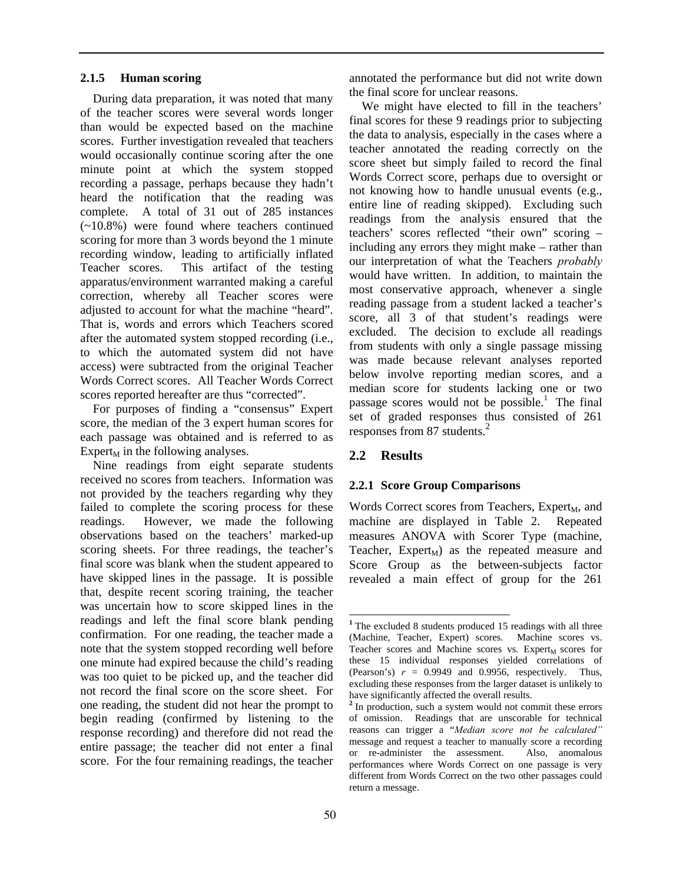#### 2.1.5 Human scoring

During data preparation, it was noted that many of the teacher scores were several words longer than would be expected based on the machine scores. Further investigation revealed that teachers would occasionally continue scoring after the one minute point at which the system stopped recording a passage, perhaps because they hadn't heard the notification that the reading was complete. A total of 31 out of 285 instances (~10.8%) were found where teachers continued scoring for more than 3 words beyond the 1 minute recording window, leading to artificially inflated Teacher scores. This artifact of the testing apparatus/environment warranted making a careful correction, whereby all Teacher scores were adjusted to account for what the machine "heard". That is, words and errors which Teachers scored after the automated system stopped recording (i.e., to which the automated system did not have access) were subtracted from the original Teacher Words Correct scores. All Teacher Words Correct scores reported hereafter are thus "corrected".

For purposes of finding a "consensus" Expert score, the median of the 3 expert human scores for each passage was obtained and is referred to as $\text{Expert}_M$ in the following analyses.

Nine readings from eight separate students received no scores from teachers. Information was not provided by the teachers regarding why they failed to complete the scoring process for these readings. However, we made the following observations based on the teachers' marked-up scoring sheets. For three readings, the teacher's final score was blank when the student appeared to have skipped lines in the passage. It is possible that, despite recent scoring training, the teacher was uncertain how to score skipped lines in the readings and left the final score blank pending confirmation. For one reading, the teacher made a note that the system stopped recording well before one minute had expired because the child's reading was too quiet to be picked up, and the teacher did not record the final score on the score sheet. For one reading, the student did not hear the prompt to begin reading (confirmed by listening to the response recording) and therefore did not read the entire passage; the teacher did not enter a final score. For the four remaining readings, the teacher annotated the performance but did not write down the final score for unclear reasons.

We might have elected to fill in the teachers' final scores for these 9 readings prior to subjecting the data to analysis, especially in the cases where a teacher annotated the reading correctly on the score sheet but simply failed to record the final Words Correct score, perhaps due to oversight or not knowing how to handle unusual events (e.g., entire line of reading skipped). Excluding such readings from the analysis ensured that the teachers' scores reflected "their own" scoring – including any errors they might make – rather than our interpretation of what the Teachers *probably* would have written. In addition, to maintain the most conservative approach, whenever a single reading passage from a student lacked a teacher's score, all 3 of that student's readings were excluded. The decision to exclude all readings from students with only a single passage missing was made because relevant analyses reported below involve reporting median scores, and a median score for students lacking one or two passage scores would not be possible.[1] The final set of graded responses thus consisted of 261 responses from 87 students.[2]

## 2.2 Results

### 2.2.1 Score Group Comparisons

Words Correct scores from Teachers, $\text{Expert}_M$, and machine are displayed in Table 2. Repeated measures ANOVA with Scorer Type (machine, Teacher, $\text{Expert}_M$) as the repeated measure and Score Group as the between-subjects factor revealed a main effect of group for the 261

---

[1] The excluded 8 students produced 15 readings with all three (Machine, Teacher, Expert) scores. Machine scores vs. Teacher scores and Machine scores vs. $\text{Expert}_M$ scores for these 15 individual responses yielded correlations of (Pearson's) $r$ = 0.9949 and 0.9956, respectively. Thus, excluding these responses from the larger dataset is unlikely to have significantly affected the overall results.

[2] In production, such a system would not commit these errors of omission. Readings that are unscorable for technical reasons can trigger a "*Median score not be calculated"* message and request a teacher to manually score a recording or re-administer the assessment. Also, anomalous performances where Words Correct on one passage is very different from Words Correct on the two other passages could return a message.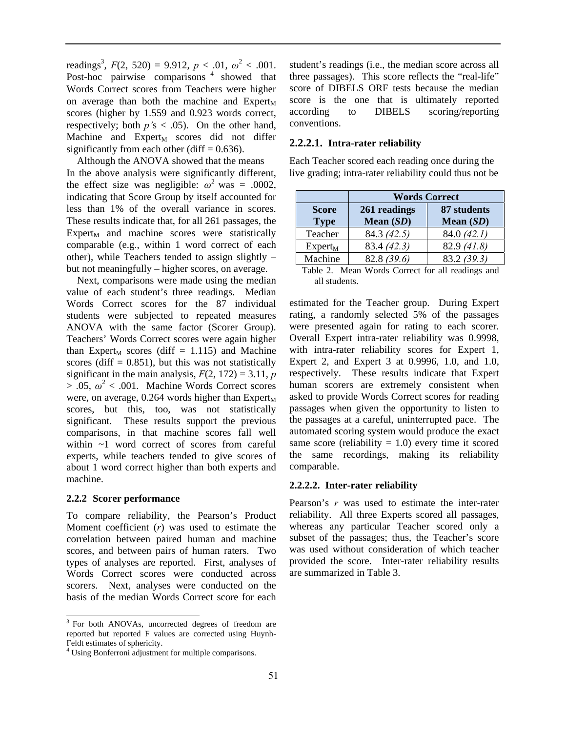readings[3], $F(2, 520) = 9.912$, $p < .01$, $\omega^2 < .001$. Post-hoc pairwise comparisons [4] showed that Words Correct scores from Teachers were higher on average than both the machine and $\text{Expert}_M$ scores (higher by 1.559 and 0.923 words correct, respectively; both $p$'s $< .05$). On the other hand, Machine and $\text{Expert}_M$ scores did not differ significantly from each other (diff = 0.636).

Although the ANOVA showed that the means In the above analysis were significantly different, the effect size was negligible: $\omega^2$ was = .0002, indicating that Score Group by itself accounted for less than 1% of the overall variance in scores. These results indicate that, for all 261 passages, the $\text{Expert}_M$ and machine scores were statistically comparable (e.g., within 1 word correct of each other), while Teachers tended to assign slightly – but not meaningfully – higher scores, on average.

Next, comparisons were made using the median value of each student's three readings. Median Words Correct scores for the 87 individual students were subjected to repeated measures ANOVA with the same factor (Scorer Group). Teachers' Words Correct scores were again higher than $\text{Expert}_M$ scores (diff = 1.115) and Machine scores (diff = 0.851), but this was not statistically significant in the main analysis, $F(2, 172) = 3.11$, $p > .05$, $\omega^2 < .001$. Machine Words Correct scores were, on average, 0.264 words higher than $\text{Expert}_M$ scores, but this, too, was not statistically significant. These results support the previous comparisons, in that machine scores fall well within ~1 word correct of scores from careful experts, while teachers tended to give scores of about 1 word correct higher than both experts and machine.

### 2.2.2 Scorer performance

To compare reliability, the Pearson's Product Moment coefficient ($r$) was used to estimate the correlation between paired human and machine scores, and between pairs of human raters. Two types of analyses are reported. First, analyses of Words Correct scores were conducted across scorers. Next, analyses were conducted on the basis of the median Words Correct score for each student's readings (i.e., the median score across all three passages). This score reflects the "real-life" score of DIBELS ORF tests because the median score is the one that is ultimately reported according to DIBELS scoring/reporting conventions.

#### 2.2.2.1. Intra-rater reliability

Each Teacher scored each reading once during the live grading; intra-rater reliability could thus not be estimated for the Teacher group. During Expert rating, a randomly selected 5% of the passages were presented again for rating to each scorer. Overall Expert intra-rater reliability was 0.9998, with intra-rater reliability scores for Expert 1, Expert 2, and Expert 3 at 0.9996, 1.0, and 1.0, respectively. These results indicate that Expert human scorers are extremely consistent when asked to provide Words Correct scores for reading passages when given the opportunity to listen to the passages at a careful, uninterrupted pace. The automated scoring system would produce the exact same score (reliability = 1.0) every time it scored the same recordings, making its reliability comparable.

| | Words Correct | |
|---|---|---|
| **Score Type** | **261 readings Mean (*SD*)** | **87 students Mean (*SD*)** |
| Teacher | 84.3 *(42.5)* | 84.0 *(42.1)* |
| $\text{Expert}_M$ | 83.4 *(42.3)* | 82.9 *(41.8)* |
| Machine | 82.8 *(39.6)* | 83.2 *(39.3)* |

Table 2. Mean Words Correct for all readings and all students.

#### 2.2.2.2. Inter-rater reliability

Pearson's $r$ was used to estimate the inter-rater reliability. All three Experts scored all passages, whereas any particular Teacher scored only a subset of the passages; thus, the Teacher's score was used without consideration of which teacher provided the score. Inter-rater reliability results are summarized in Table 3.

---

[3] For both ANOVAs, uncorrected degrees of freedom are reported but reported F values are corrected using Huynh-Feldt estimates of sphericity.

[4] Using Bonferroni adjustment for multiple comparisons.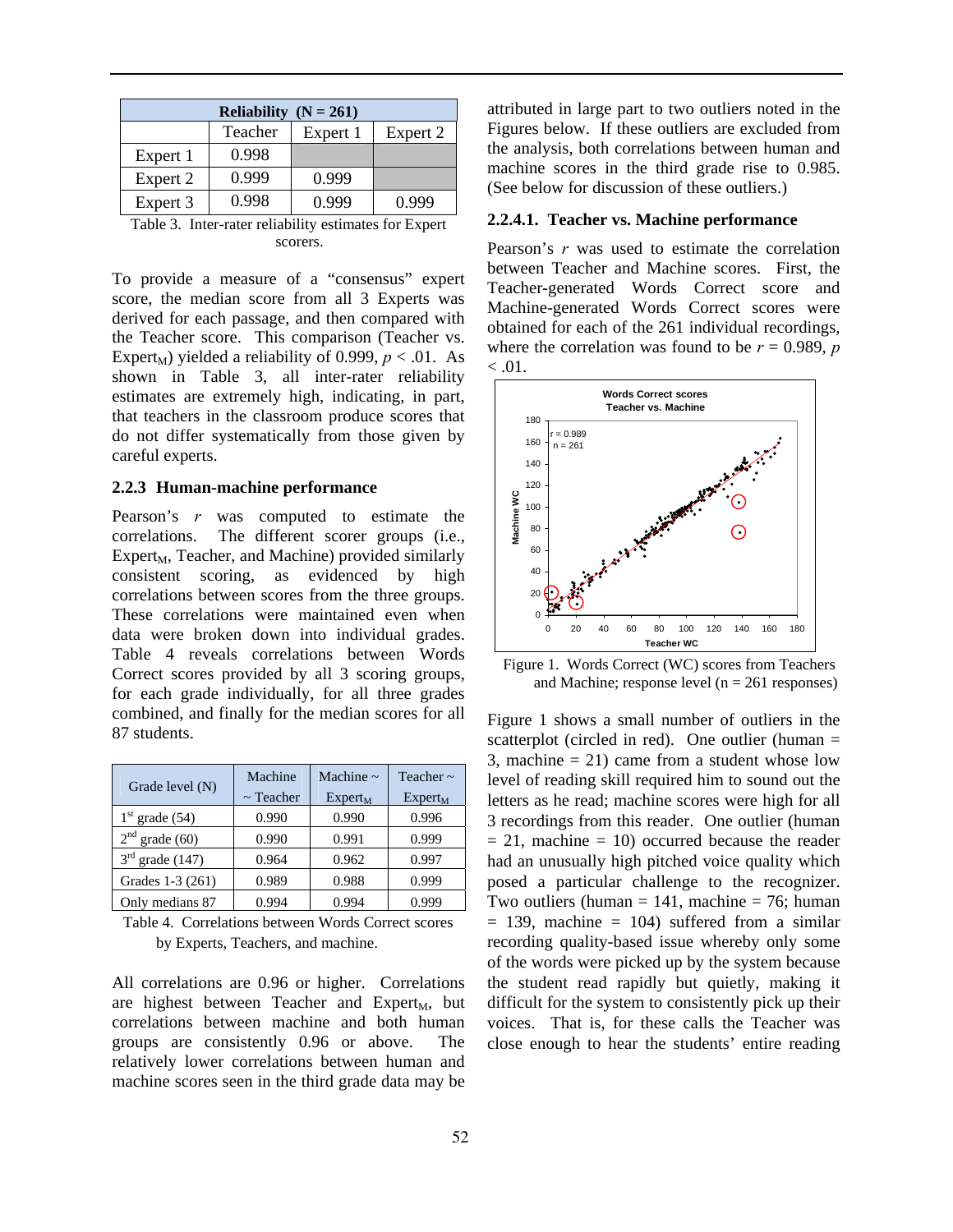| Reliability (N = 261) | | | |
|---|---|---|---|
| | Teacher | Expert 1 | Expert 2 |
| Expert 1 | 0.998 | | |
| Expert 2 | 0.999 | 0.999 | |
| Expert 3 | 0.998 | 0.999 | 0.999 |

Table 3. Inter-rater reliability estimates for Expert scorers.

To provide a measure of a "consensus" expert score, the median score from all 3 Experts was derived for each passage, and then compared with the Teacher score. This comparison (Teacher vs. $\text{Expert}_M$) yielded a reliability of 0.999, $p < .01$. As shown in Table 3, all inter-rater reliability estimates are extremely high, indicating, in part, that teachers in the classroom produce scores that do not differ systematically from those given by careful experts.

### 2.2.3 Human-machine performance

Pearson's $r$ was computed to estimate the correlations. The different scorer groups (i.e., $\text{Expert}_M$, Teacher, and Machine) provided similarly consistent scoring, as evidenced by high correlations between scores from the three groups. These correlations were maintained even when data were broken down into individual grades. Table 4 reveals correlations between Words Correct scores provided by all 3 scoring groups, for each grade individually, for all three grades combined, and finally for the median scores for all 87 students.

| Grade level (N) | Machine ~ Teacher | Machine ~ $\text{Expert}_M$ | Teacher ~ $\text{Expert}_M$ |
|---|---|---|---|
| 1st grade (54) | 0.990 | 0.990 | 0.996 |
| 2nd grade (60) | 0.990 | 0.991 | 0.999 |
| 3rd grade (147) | 0.964 | 0.962 | 0.997 |
| Grades 1-3 (261) | 0.989 | 0.988 | 0.999 |
| Only medians 87 | 0.994 | 0.994 | 0.999 |

Table 4. Correlations between Words Correct scores by Experts, Teachers, and machine.

All correlations are 0.96 or higher. Correlations are highest between Teacher and $\text{Expert}_M$, but correlations between machine and both human groups are consistently 0.96 or above. The relatively lower correlations between human and machine scores seen in the third grade data may be attributed in large part to two outliers noted in the Figures below. If these outliers are excluded from the analysis, both correlations between human and machine scores in the third grade rise to 0.985. (See below for discussion of these outliers.)

#### 2.2.4.1. Teacher vs. Machine performance

Pearson's $r$ was used to estimate the correlation between Teacher and Machine scores. First, the Teacher-generated Words Correct score and Machine-generated Words Correct scores were obtained for each of the 261 individual recordings, where the correlation was found to be $r = 0.989$, $p < .01$.

Figure 1. Words Correct (WC) scores from Teachers and Machine; response level (n = 261 responses)

Figure 1 shows a small number of outliers in the scatterplot (circled in red). One outlier (human = 3, machine = 21) came from a student whose low level of reading skill required him to sound out the letters as he read; machine scores were high for all 3 recordings from this reader. One outlier (human = 21, machine = 10) occurred because the reader had an unusually high pitched voice quality which posed a particular challenge to the recognizer. Two outliers (human = 141, machine = 76; human = 139, machine = 104) suffered from a similar recording quality-based issue whereby only some of the words were picked up by the system because the student read rapidly but quietly, making it difficult for the system to consistently pick up their voices. That is, for these calls the Teacher was close enough to hear the students' entire reading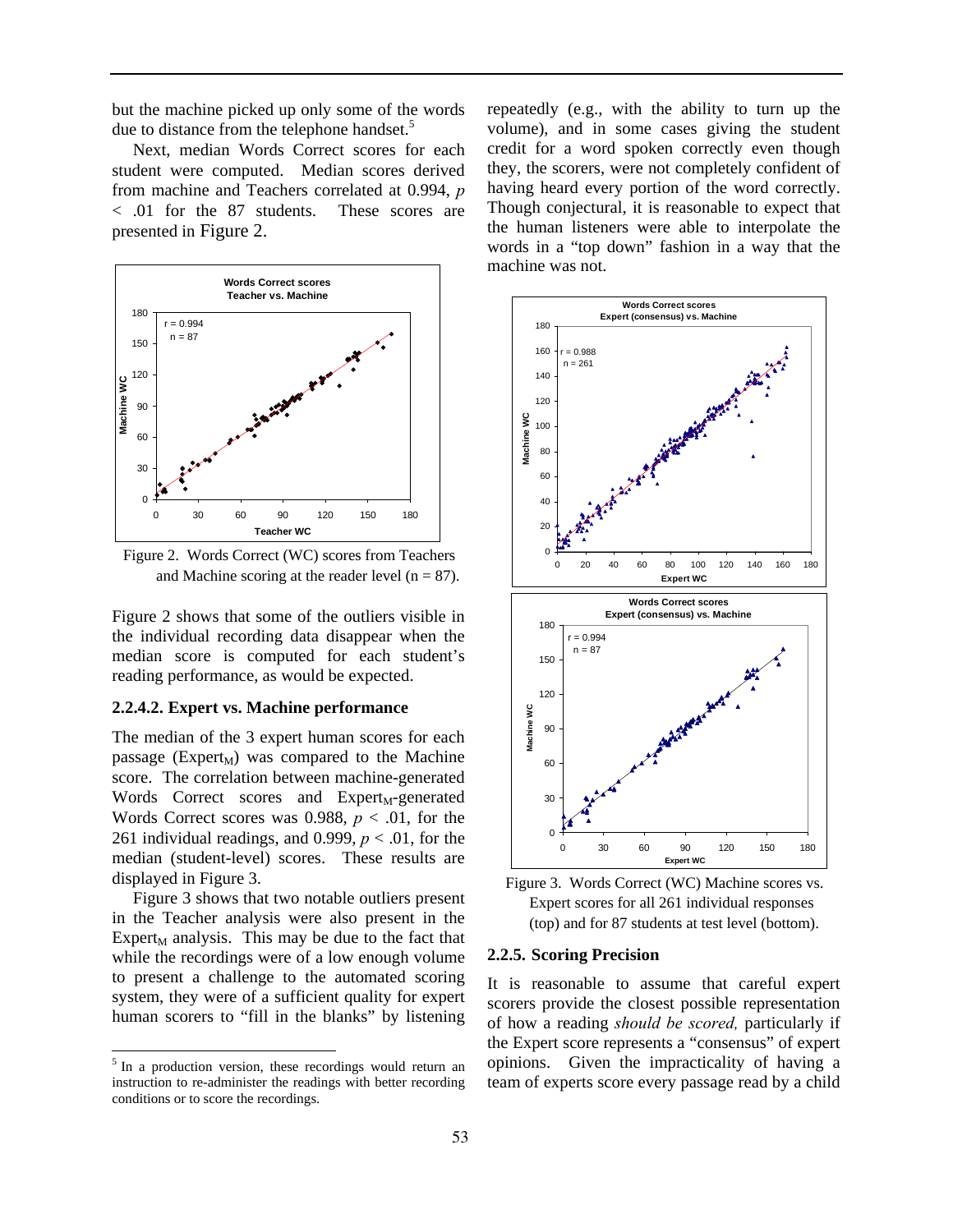but the machine picked up only some of the words due to distance from the telephone handset.[5]

Next, median Words Correct scores for each student were computed. Median scores derived from machine and Teachers correlated at 0.994, $p < .01$ for the 87 students. These scores are presented in Figure 2.

Figure 2. Words Correct (WC) scores from Teachers and Machine scoring at the reader level (n = 87).

Figure 2 shows that some of the outliers visible in the individual recording data disappear when the median score is computed for each student's reading performance, as would be expected.

#### 2.2.4.2. Expert vs. Machine performance

The median of the 3 expert human scores for each passage ($Expert_M$) was compared to the Machine score. The correlation between machine-generated Words Correct scores and $Expert_M$-generated Words Correct scores was 0.988, $p < .01$, for the 261 individual readings, and 0.999, $p < .01$, for the median (student-level) scores. These results are displayed in Figure 3.

Figure 3 shows that two notable outliers present in the Teacher analysis were also present in the $Expert_M$ analysis. This may be due to the fact that while the recordings were of a low enough volume to present a challenge to the automated scoring system, they were of a sufficient quality for expert human scorers to "fill in the blanks" by listening repeatedly (e.g., with the ability to turn up the volume), and in some cases giving the student credit for a word spoken correctly even though they, the scorers, were not completely confident of having heard every portion of the word correctly. Though conjectural, it is reasonable to expect that the human listeners were able to interpolate the words in a "top down" fashion in a way that the machine was not.

Figure 3. Words Correct (WC) Machine scores vs. Expert scores for all 261 individual responses (top) and for 87 students at test level (bottom).

### 2.2.5. Scoring Precision

It is reasonable to assume that careful expert scorers provide the closest possible representation of how a reading *should be scored,* particularly if the Expert score represents a "consensus" of expert opinions. Given the impracticality of having a team of experts score every passage read by a child

[5] In a production version, these recordings would return an instruction to re-administer the readings with better recording conditions or to score the recordings.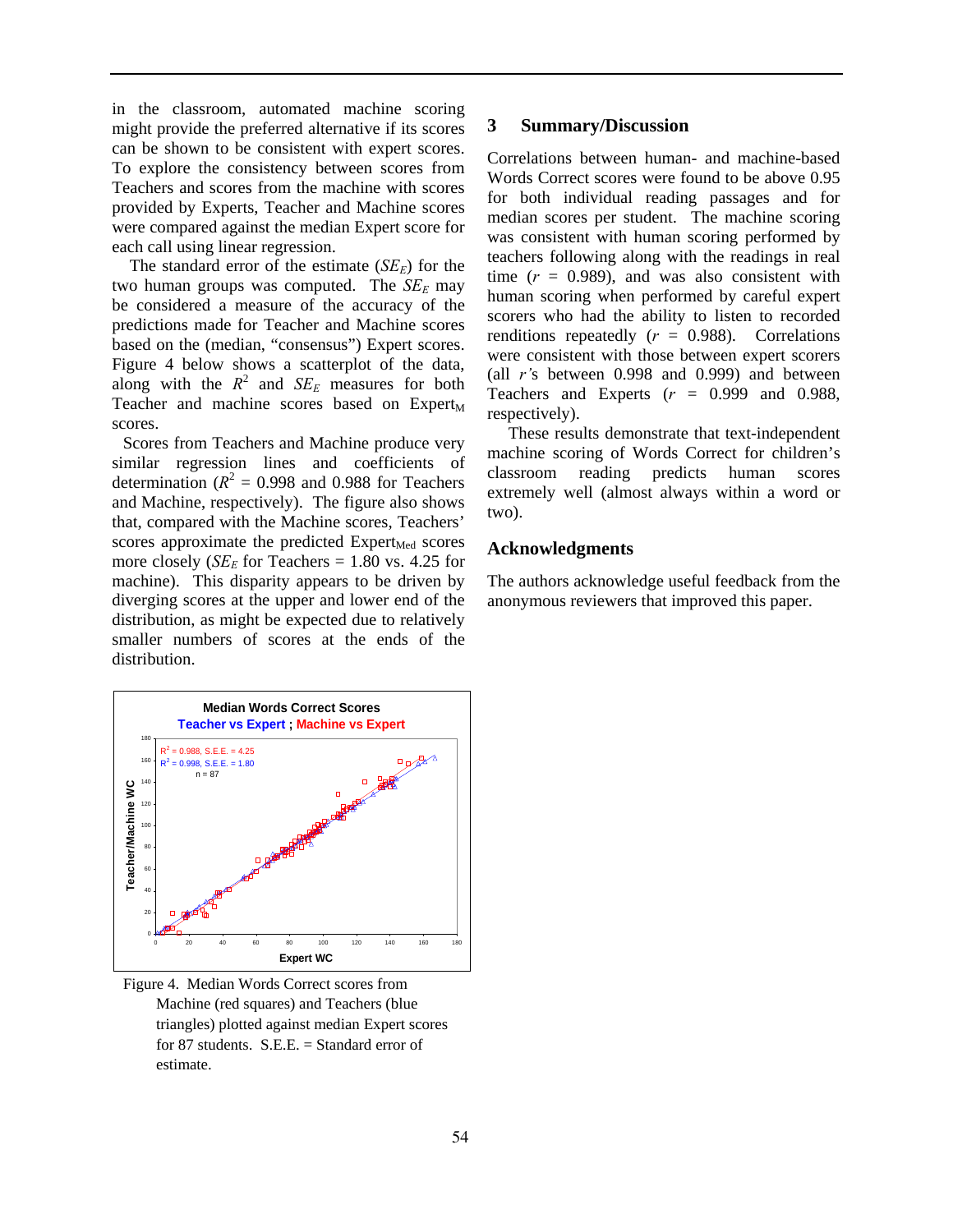in the classroom, automated machine scoring might provide the preferred alternative if its scores can be shown to be consistent with expert scores. To explore the consistency between scores from Teachers and scores from the machine with scores provided by Experts, Teacher and Machine scores were compared against the median Expert score for each call using linear regression.

The standard error of the estimate ($SE_E$) for the two human groups was computed. The $SE_E$ may be considered a measure of the accuracy of the predictions made for Teacher and Machine scores based on the (median, "consensus") Expert scores. Figure 4 below shows a scatterplot of the data, along with the $R^2$ and $SE_E$ measures for both Teacher and machine scores based on $\text{Expert}_M$ scores.

Scores from Teachers and Machine produce very similar regression lines and coefficients of determination ($R^2$ = 0.998 and 0.988 for Teachers and Machine, respectively). The figure also shows that, compared with the Machine scores, Teachers' scores approximate the predicted $\text{Expert}_{Med}$ scores more closely ($SE_E$ for Teachers = 1.80 vs. 4.25 for machine). This disparity appears to be driven by diverging scores at the upper and lower end of the distribution, as might be expected due to relatively smaller numbers of scores at the ends of the distribution.

Figure 4. Median Words Correct scores from Machine (red squares) and Teachers (blue triangles) plotted against median Expert scores for 87 students. S.E.E. = Standard error of estimate.

## 3 Summary/Discussion

Correlations between human- and machine-based Words Correct scores were found to be above 0.95 for both individual reading passages and for median scores per student. The machine scoring was consistent with human scoring performed by teachers following along with the readings in real time ($r$ = 0.989), and was also consistent with human scoring when performed by careful expert scorers who had the ability to listen to recorded renditions repeatedly ($r$ = 0.988). Correlations were consistent with those between expert scorers (all $r$'s between 0.998 and 0.999) and between Teachers and Experts ($r$ = 0.999 and 0.988, respectively).

These results demonstrate that text-independent machine scoring of Words Correct for children's classroom reading predicts human scores extremely well (almost always within a word or two).

## Acknowledgments

The authors acknowledge useful feedback from the anonymous reviewers that improved this paper.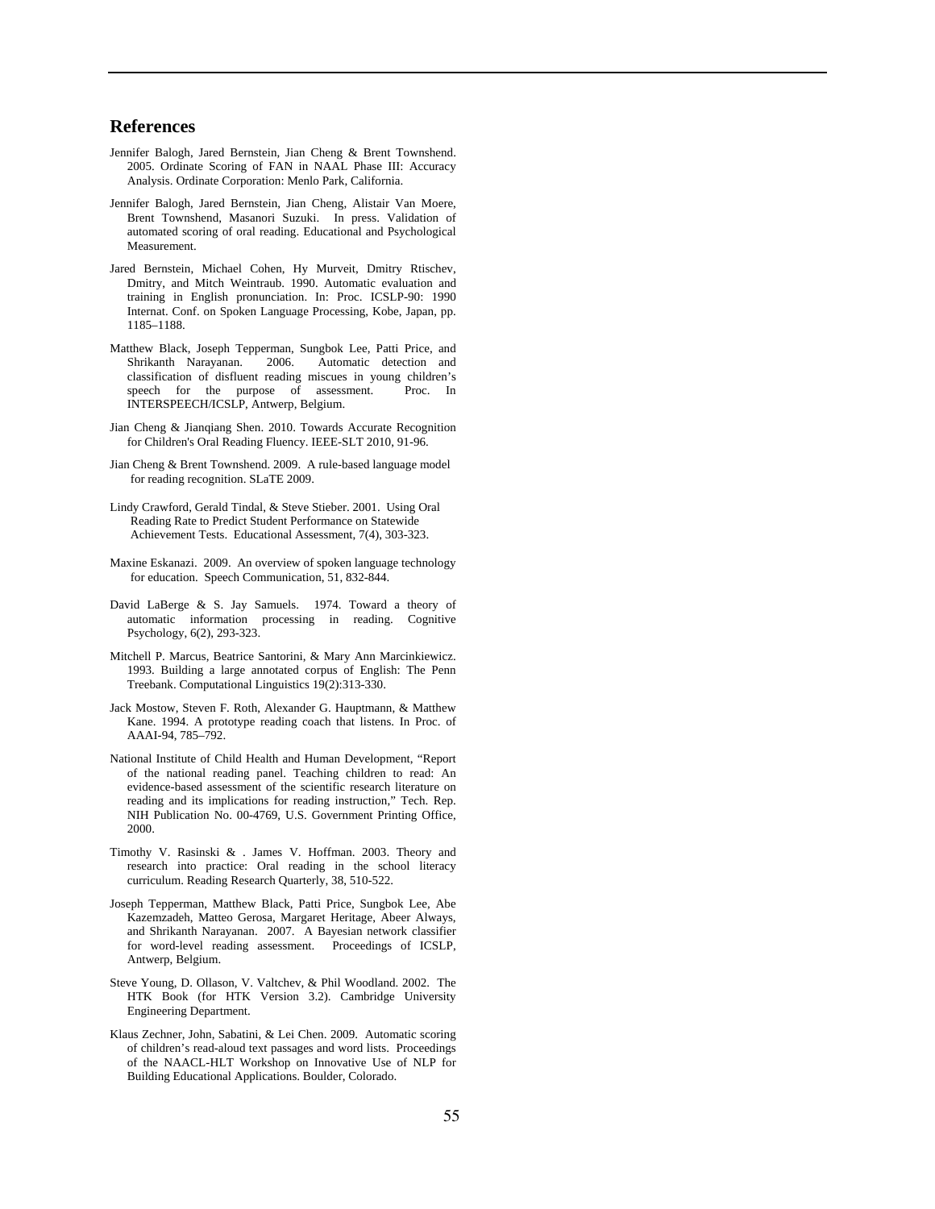## References

Jennifer Balogh, Jared Bernstein, Jian Cheng & Brent Townshend. 2005. Ordinate Scoring of FAN in NAAL Phase III: Accuracy Analysis. Ordinate Corporation: Menlo Park, California.

Jennifer Balogh, Jared Bernstein, Jian Cheng, Alistair Van Moere, Brent Townshend, Masanori Suzuki. In press. Validation of automated scoring of oral reading. Educational and Psychological Measurement.

Jared Bernstein, Michael Cohen, Hy Murveit, Dmitry Rtischev, Dmitry, and Mitch Weintraub. 1990. Automatic evaluation and training in English pronunciation. In: Proc. ICSLP-90: 1990 Internat. Conf. on Spoken Language Processing, Kobe, Japan, pp. 1185–1188.

Matthew Black, Joseph Tepperman, Sungbok Lee, Patti Price, and Shrikanth Narayanan. 2006. Automatic detection and classification of disfluent reading miscues in young children's speech for the purpose of assessment. Proc. In INTERSPEECH/ICSLP, Antwerp, Belgium.

Jian Cheng & Jianqiang Shen. 2010. Towards Accurate Recognition for Children's Oral Reading Fluency. IEEE-SLT 2010, 91-96.

Jian Cheng & Brent Townshend. 2009. A rule-based language model for reading recognition. SLaTE 2009.

Lindy Crawford, Gerald Tindal, & Steve Stieber. 2001. Using Oral Reading Rate to Predict Student Performance on Statewide Achievement Tests. Educational Assessment, 7(4), 303-323.

Maxine Eskanazi. 2009. An overview of spoken language technology for education. Speech Communication, 51, 832-844.

David LaBerge & S. Jay Samuels. 1974. Toward a theory of automatic information processing in reading. Cognitive Psychology, 6(2), 293-323.

Mitchell P. Marcus, Beatrice Santorini, & Mary Ann Marcinkiewicz. 1993. Building a large annotated corpus of English: The Penn Treebank. Computational Linguistics 19(2):313-330.

Jack Mostow, Steven F. Roth, Alexander G. Hauptmann, & Matthew Kane. 1994. A prototype reading coach that listens. In Proc. of AAAI-94, 785–792.

National Institute of Child Health and Human Development, "Report of the national reading panel. Teaching children to read: An evidence-based assessment of the scientific research literature on reading and its implications for reading instruction," Tech. Rep. NIH Publication No. 00-4769, U.S. Government Printing Office, 2000.

Timothy V. Rasinski & . James V. Hoffman. 2003. Theory and research into practice: Oral reading in the school literacy curriculum. Reading Research Quarterly, 38, 510-522.

Joseph Tepperman, Matthew Black, Patti Price, Sungbok Lee, Abe Kazemzadeh, Matteo Gerosa, Margaret Heritage, Abeer Always, and Shrikanth Narayanan. 2007. A Bayesian network classifier for word-level reading assessment. Proceedings of ICSLP, Antwerp, Belgium.

Steve Young, D. Ollason, V. Valtchev, & Phil Woodland. 2002. The HTK Book (for HTK Version 3.2). Cambridge University Engineering Department.

Klaus Zechner, John, Sabatini, & Lei Chen. 2009. Automatic scoring of children's read-aloud text passages and word lists. Proceedings of the NAACL-HLT Workshop on Innovative Use of NLP for Building Educational Applications. Boulder, Colorado.